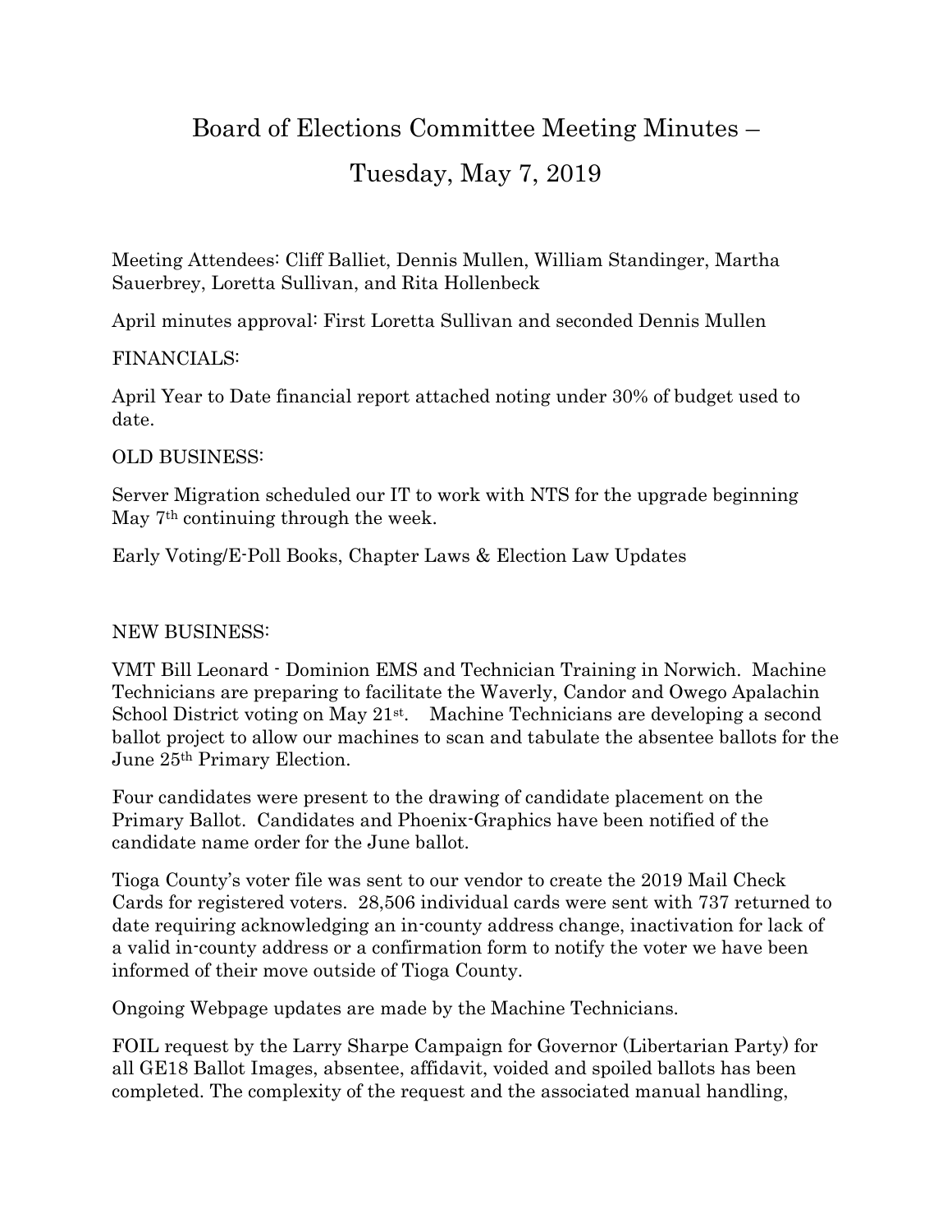# Board of Elections Committee Meeting Minutes – Tuesday, May 7, 2019

Meeting Attendees: Cliff Balliet, Dennis Mullen, William Standinger, Martha Sauerbrey, Loretta Sullivan, and Rita Hollenbeck

April minutes approval: First Loretta Sullivan and seconded Dennis Mullen

FINANCIALS:

April Year to Date financial report attached noting under 30% of budget used to date.

OLD BUSINESS:

Server Migration scheduled our IT to work with NTS for the upgrade beginning May 7th continuing through the week.

Early Voting/E-Poll Books, Chapter Laws & Election Law Updates

NEW BUSINESS:

VMT Bill Leonard - Dominion EMS and Technician Training in Norwich. Machine Technicians are preparing to facilitate the Waverly, Candor and Owego Apalachin School District voting on May 21st. Machine Technicians are developing a second ballot project to allow our machines to scan and tabulate the absentee ballots for the June 25th Primary Election.

Four candidates were present to the drawing of candidate placement on the Primary Ballot. Candidates and Phoenix-Graphics have been notified of the candidate name order for the June ballot.

Tioga County's voter file was sent to our vendor to create the 2019 Mail Check Cards for registered voters. 28,506 individual cards were sent with 737 returned to date requiring acknowledging an in-county address change, inactivation for lack of a valid in-county address or a confirmation form to notify the voter we have been informed of their move outside of Tioga County.

Ongoing Webpage updates are made by the Machine Technicians.

FOIL request by the Larry Sharpe Campaign for Governor (Libertarian Party) for all GE18 Ballot Images, absentee, affidavit, voided and spoiled ballots has been completed. The complexity of the request and the associated manual handling,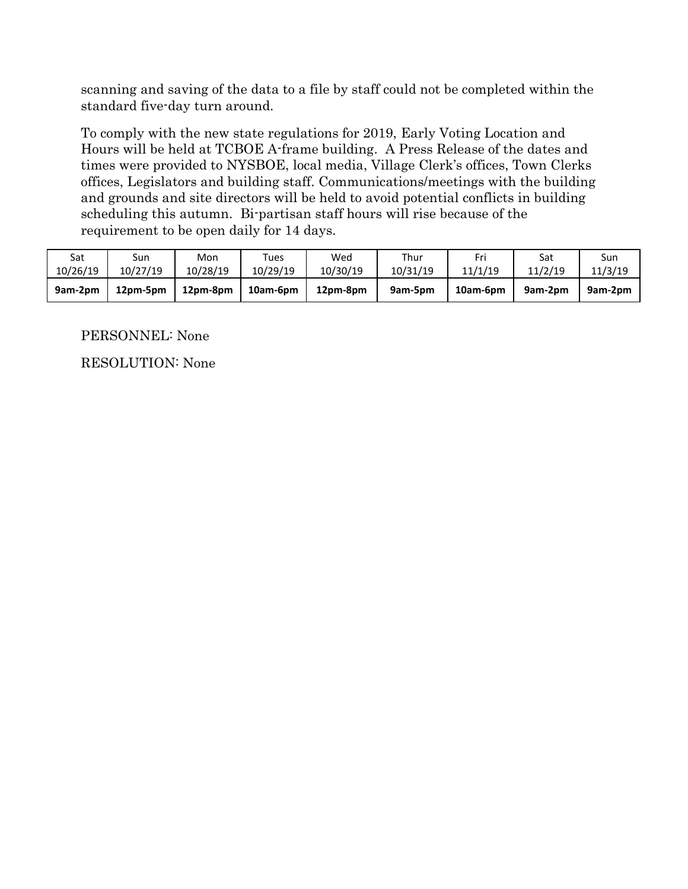scanning and saving of the data to a file by staff could not be completed within the standard five-day turn around.

To comply with the new state regulations for 2019, Early Voting Location and Hours will be held at TCBOE A-frame building. A Press Release of the dates and times were provided to NYSBOE, local media, Village Clerk's offices, Town Clerks offices, Legislators and building staff. Communications/meetings with the building and grounds and site directors will be held to avoid potential conflicts in building scheduling this autumn. Bi-partisan staff hours will rise because of the requirement to be open daily for 14 days.

| Sat 10/26/19 | Sun 10/27/19 | Mon 10/28/19 | Tues 10/29/19 | Wed 10/30/19 | Thur 10/31/19 | Fri 11/1/19 | Sat 11/2/19 | Sun 11/3/19 |
|---|---|---|---|---|---|---|---|---|
| **9am-2pm** | **12pm-5pm** | **12pm-8pm** | **10am-6pm** | **12pm-8pm** | **9am-5pm** | **10am-6pm** | **9am-2pm** | **9am-2pm** |

PERSONNEL: None

RESOLUTION: None